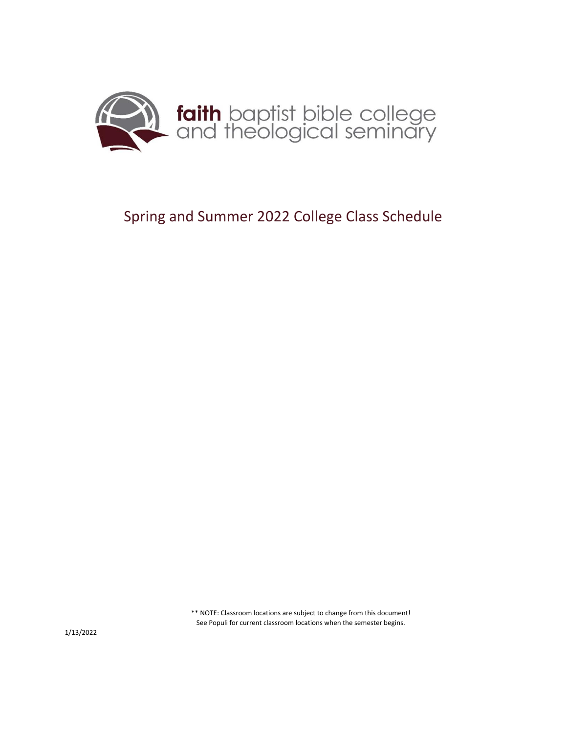faith baptist bible college and theological seminary

# Spring and Summer 2022 College Class Schedule

** NOTE: Classroom locations are subject to change from this document! See Populi for current classroom locations when the semester begins.

1/13/2022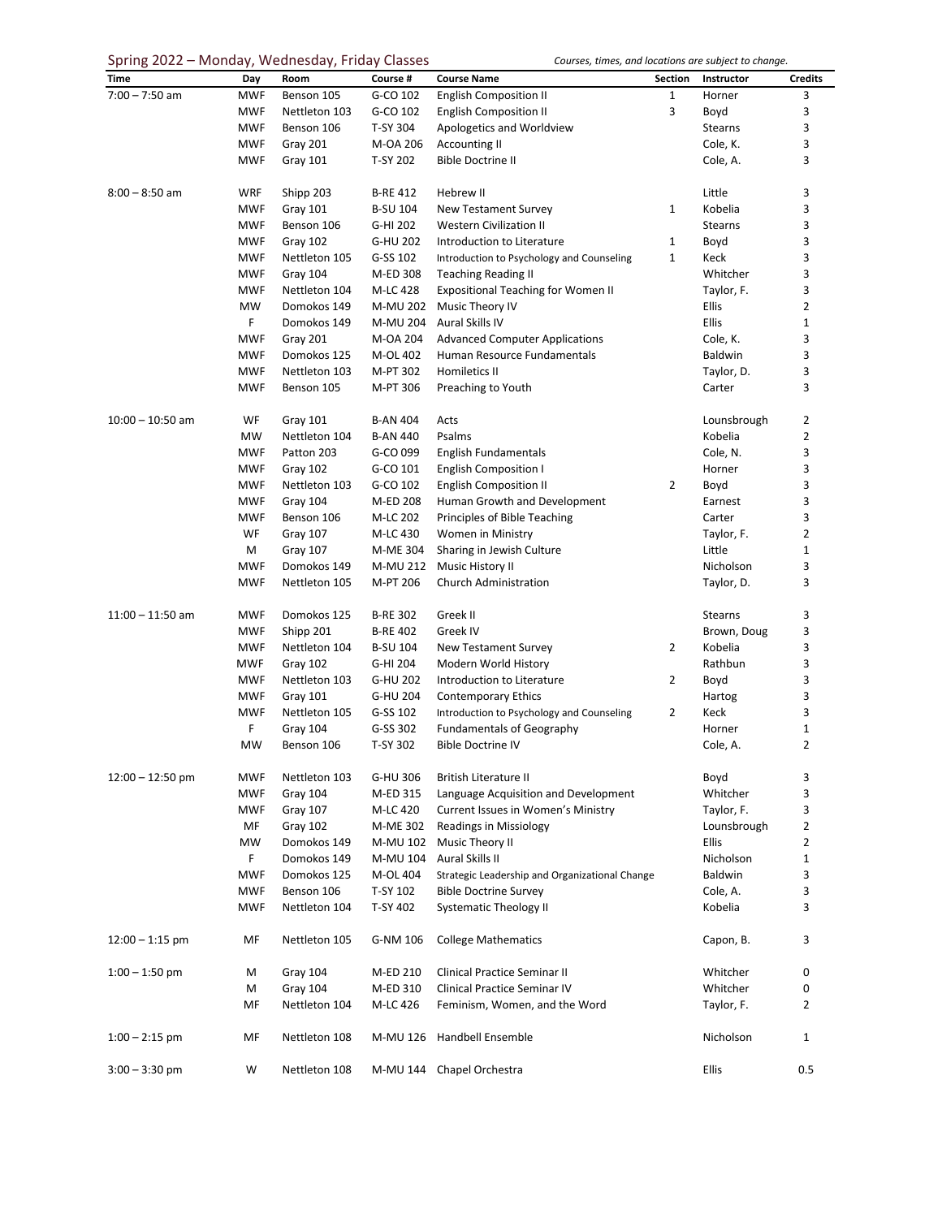## Spring 2022 – Monday, Wednesday, Friday Classes

*Courses, times, and locations are subject to change.*

| Time | Day | Room | Course # | Course Name | Section | Instructor | Credits |
|---|---|---|---|---|---|---|---|
| 7:00 – 7:50 am | MWF | Benson 105 | G-CO 102 | English Composition II | 1 | Horner | 3 |
| | MWF | Nettleton 103 | G-CO 102 | English Composition II | 3 | Boyd | 3 |
| | MWF | Benson 106 | T-SY 304 | Apologetics and Worldview | | Stearns | 3 |
| | MWF | Gray 201 | M-OA 206 | Accounting II | | Cole, K. | 3 |
| | MWF | Gray 101 | T-SY 202 | Bible Doctrine II | | Cole, A. | 3 |
| 8:00 – 8:50 am | WRF | Shipp 203 | B-RE 412 | Hebrew II | | Little | 3 |
| | MWF | Gray 101 | B-SU 104 | New Testament Survey | 1 | Kobelia | 3 |
| | MWF | Benson 106 | G-HI 202 | Western Civilization II | | Stearns | 3 |
| | MWF | Gray 102 | G-HU 202 | Introduction to Literature | 1 | Boyd | 3 |
| | MWF | Nettleton 105 | G-SS 102 | Introduction to Psychology and Counseling | 1 | Keck | 3 |
| | MWF | Gray 104 | M-ED 308 | Teaching Reading II | | Whitcher | 3 |
| | MWF | Nettleton 104 | M-LC 428 | Expositional Teaching for Women II | | Taylor, F. | 3 |
| | MW | Domokos 149 | M-MU 202 | Music Theory IV | | Ellis | 2 |
| | F | Domokos 149 | M-MU 204 | Aural Skills IV | | Ellis | 1 |
| | MWF | Gray 201 | M-OA 204 | Advanced Computer Applications | | Cole, K. | 3 |
| | MWF | Domokos 125 | M-OL 402 | Human Resource Fundamentals | | Baldwin | 3 |
| | MWF | Nettleton 103 | M-PT 302 | Homiletics II | | Taylor, D. | 3 |
| | MWF | Benson 105 | M-PT 306 | Preaching to Youth | | Carter | 3 |
| 10:00 – 10:50 am | WF | Gray 101 | B-AN 404 | Acts | | Lounsbrough | 2 |
| | MW | Nettleton 104 | B-AN 440 | Psalms | | Kobelia | 2 |
| | MWF | Patton 203 | G-CO 099 | English Fundamentals | | Cole, N. | 3 |
| | MWF | Gray 102 | G-CO 101 | English Composition I | | Horner | 3 |
| | MWF | Nettleton 103 | G-CO 102 | English Composition II | 2 | Boyd | 3 |
| | MWF | Gray 104 | M-ED 208 | Human Growth and Development | | Earnest | 3 |
| | MWF | Benson 106 | M-LC 202 | Principles of Bible Teaching | | Carter | 3 |
| | WF | Gray 107 | M-LC 430 | Women in Ministry | | Taylor, F. | 2 |
| | M | Gray 107 | M-ME 304 | Sharing in Jewish Culture | | Little | 1 |
| | MWF | Domokos 149 | M-MU 212 | Music History II | | Nicholson | 3 |
| | MWF | Nettleton 105 | M-PT 206 | Church Administration | | Taylor, D. | 3 |
| 11:00 – 11:50 am | MWF | Domokos 125 | B-RE 302 | Greek II | | Stearns | 3 |
| | MWF | Shipp 201 | B-RE 402 | Greek IV | | Brown, Doug | 3 |
| | MWF | Nettleton 104 | B-SU 104 | New Testament Survey | 2 | Kobelia | 3 |
| | MWF | Gray 102 | G-HI 204 | Modern World History | | Rathbun | 3 |
| | MWF | Nettleton 103 | G-HU 202 | Introduction to Literature | 2 | Boyd | 3 |
| | MWF | Gray 101 | G-HU 204 | Contemporary Ethics | | Hartog | 3 |
| | MWF | Nettleton 105 | G-SS 102 | Introduction to Psychology and Counseling | 2 | Keck | 3 |
| | F | Gray 104 | G-SS 302 | Fundamentals of Geography | | Horner | 1 |
| | MW | Benson 106 | T-SY 302 | Bible Doctrine IV | | Cole, A. | 2 |
| 12:00 – 12:50 pm | MWF | Nettleton 103 | G-HU 306 | British Literature II | | Boyd | 3 |
| | MWF | Gray 104 | M-ED 315 | Language Acquisition and Development | | Whitcher | 3 |
| | MWF | Gray 107 | M-LC 420 | Current Issues in Women's Ministry | | Taylor, F. | 3 |
| | MF | Gray 102 | M-ME 302 | Readings in Missiology | | Lounsbrough | 2 |
| | MW | Domokos 149 | M-MU 102 | Music Theory II | | Ellis | 2 |
| | F | Domokos 149 | M-MU 104 | Aural Skills II | | Nicholson | 1 |
| | MWF | Domokos 125 | M-OL 404 | Strategic Leadership and Organizational Change | | Baldwin | 3 |
| | MWF | Benson 106 | T-SY 102 | Bible Doctrine Survey | | Cole, A. | 3 |
| | MWF | Nettleton 104 | T-SY 402 | Systematic Theology II | | Kobelia | 3 |
| 12:00 – 1:15 pm | MF | Nettleton 105 | G-NM 106 | College Mathematics | | Capon, B. | 3 |
| 1:00 – 1:50 pm | M | Gray 104 | M-ED 210 | Clinical Practice Seminar II | | Whitcher | 0 |
| | M | Gray 104 | M-ED 310 | Clinical Practice Seminar IV | | Whitcher | 0 |
| | MF | Nettleton 104 | M-LC 426 | Feminism, Women, and the Word | | Taylor, F. | 2 |
| 1:00 – 2:15 pm | MF | Nettleton 108 | M-MU 126 | Handbell Ensemble | | Nicholson | 1 |
| 3:00 – 3:30 pm | W | Nettleton 108 | M-MU 144 | Chapel Orchestra | | Ellis | 0.5 |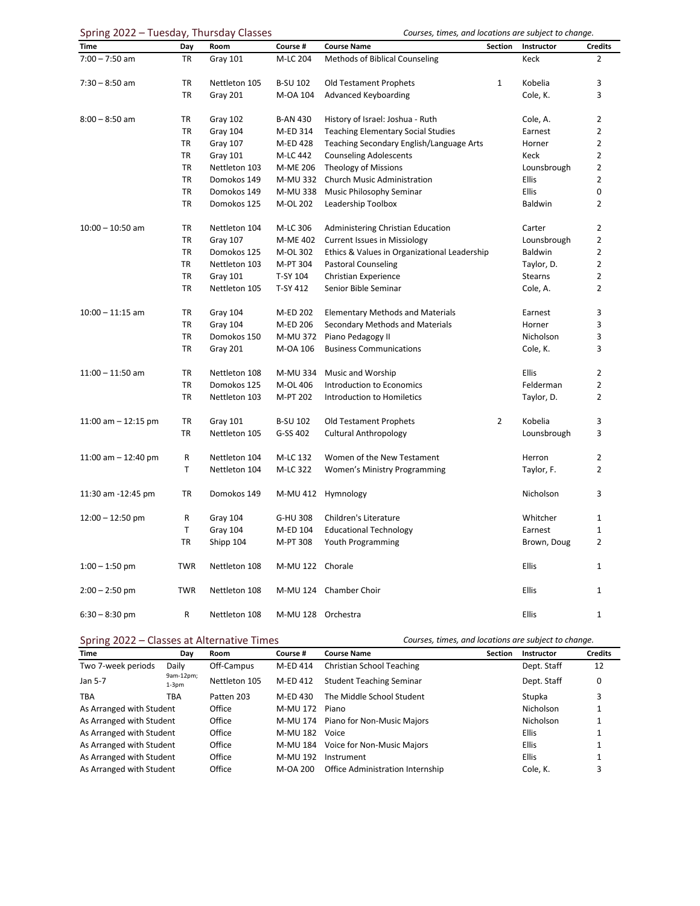## Spring 2022 – Tuesday, Thursday Classes

*Courses, times, and locations are subject to change.*

| Time | Day | Room | Course # | Course Name | Section | Instructor | Credits |
|---|---|---|---|---|---|---|---|
| 7:00 – 7:50 am | TR | Gray 101 | M-LC 204 | Methods of Biblical Counseling | | Keck | 2 |
| 7:30 – 8:50 am | TR | Nettleton 105 | B-SU 102 | Old Testament Prophets | 1 | Kobelia | 3 |
| | TR | Gray 201 | M-OA 104 | Advanced Keyboarding | | Cole, K. | 3 |
| 8:00 – 8:50 am | TR | Gray 102 | B-AN 430 | History of Israel: Joshua - Ruth | | Cole, A. | 2 |
| | TR | Gray 104 | M-ED 314 | Teaching Elementary Social Studies | | Earnest | 2 |
| | TR | Gray 107 | M-ED 428 | Teaching Secondary English/Language Arts | | Horner | 2 |
| | TR | Gray 101 | M-LC 442 | Counseling Adolescents | | Keck | 2 |
| | TR | Nettleton 103 | M-ME 206 | Theology of Missions | | Lounsbrough | 2 |
| | TR | Domokos 149 | M-MU 332 | Church Music Administration | | Ellis | 2 |
| | TR | Domokos 149 | M-MU 338 | Music Philosophy Seminar | | Ellis | 0 |
| | TR | Domokos 125 | M-OL 202 | Leadership Toolbox | | Baldwin | 2 |
| 10:00 – 10:50 am | TR | Nettleton 104 | M-LC 306 | Administering Christian Education | | Carter | 2 |
| | TR | Gray 107 | M-ME 402 | Current Issues in Missiology | | Lounsbrough | 2 |
| | TR | Domokos 125 | M-OL 302 | Ethics & Values in Organizational Leadership | | Baldwin | 2 |
| | TR | Nettleton 103 | M-PT 304 | Pastoral Counseling | | Taylor, D. | 2 |
| | TR | Gray 101 | T-SY 104 | Christian Experience | | Stearns | 2 |
| | TR | Nettleton 105 | T-SY 412 | Senior Bible Seminar | | Cole, A. | 2 |
| 10:00 – 11:15 am | TR | Gray 104 | M-ED 202 | Elementary Methods and Materials | | Earnest | 3 |
| | TR | Gray 104 | M-ED 206 | Secondary Methods and Materials | | Horner | 3 |
| | TR | Domokos 150 | M-MU 372 | Piano Pedagogy II | | Nicholson | 3 |
| | TR | Gray 201 | M-OA 106 | Business Communications | | Cole, K. | 3 |
| 11:00 – 11:50 am | TR | Nettleton 108 | M-MU 334 | Music and Worship | | Ellis | 2 |
| | TR | Domokos 125 | M-OL 406 | Introduction to Economics | | Felderman | 2 |
| | TR | Nettleton 103 | M-PT 202 | Introduction to Homiletics | | Taylor, D. | 2 |
| 11:00 am – 12:15 pm | TR | Gray 101 | B-SU 102 | Old Testament Prophets | 2 | Kobelia | 3 |
| | TR | Nettleton 105 | G-SS 402 | Cultural Anthropology | | Lounsbrough | 3 |
| 11:00 am – 12:40 pm | R | Nettleton 104 | M-LC 132 | Women of the New Testament | | Herron | 2 |
| | T | Nettleton 104 | M-LC 322 | Women's Ministry Programming | | Taylor, F. | 2 |
| 11:30 am -12:45 pm | TR | Domokos 149 | M-MU 412 | Hymnology | | Nicholson | 3 |
| 12:00 – 12:50 pm | R | Gray 104 | G-HU 308 | Children's Literature | | Whitcher | 1 |
| | T | Gray 104 | M-ED 104 | Educational Technology | | Earnest | 1 |
| | TR | Shipp 104 | M-PT 308 | Youth Programming | | Brown, Doug | 2 |
| 1:00 – 1:50 pm | TWR | Nettleton 108 | M-MU 122 | Chorale | | Ellis | 1 |
| 2:00 – 2:50 pm | TWR | Nettleton 108 | M-MU 124 | Chamber Choir | | Ellis | 1 |
| 6:30 – 8:30 pm | R | Nettleton 108 | M-MU 128 | Orchestra | | Ellis | 1 |

## Spring 2022 – Classes at Alternative Times

*Courses, times, and locations are subject to change.*

| Time | Day | Room | Course # | Course Name | Section | Instructor | Credits |
|---|---|---|---|---|---|---|---|
| Two 7-week periods | Daily | Off-Campus | M-ED 414 | Christian School Teaching | | Dept. Staff | 12 |
| Jan 5-7 | 9am-12pm; 1-3pm | Nettleton 105 | M-ED 412 | Student Teaching Seminar | | Dept. Staff | 0 |
| TBA | TBA | Patten 203 | M-ED 430 | The Middle School Student | | Stupka | 3 |
| As Arranged with Student | | Office | M-MU 172 | Piano | | Nicholson | 1 |
| As Arranged with Student | | Office | M-MU 174 | Piano for Non-Music Majors | | Nicholson | 1 |
| As Arranged with Student | | Office | M-MU 182 | Voice | | Ellis | 1 |
| As Arranged with Student | | Office | M-MU 184 | Voice for Non-Music Majors | | Ellis | 1 |
| As Arranged with Student | | Office | M-MU 192 | Instrument | | Ellis | 1 |
| As Arranged with Student | | Office | M-OA 200 | Office Administration Internship | | Cole, K. | 3 |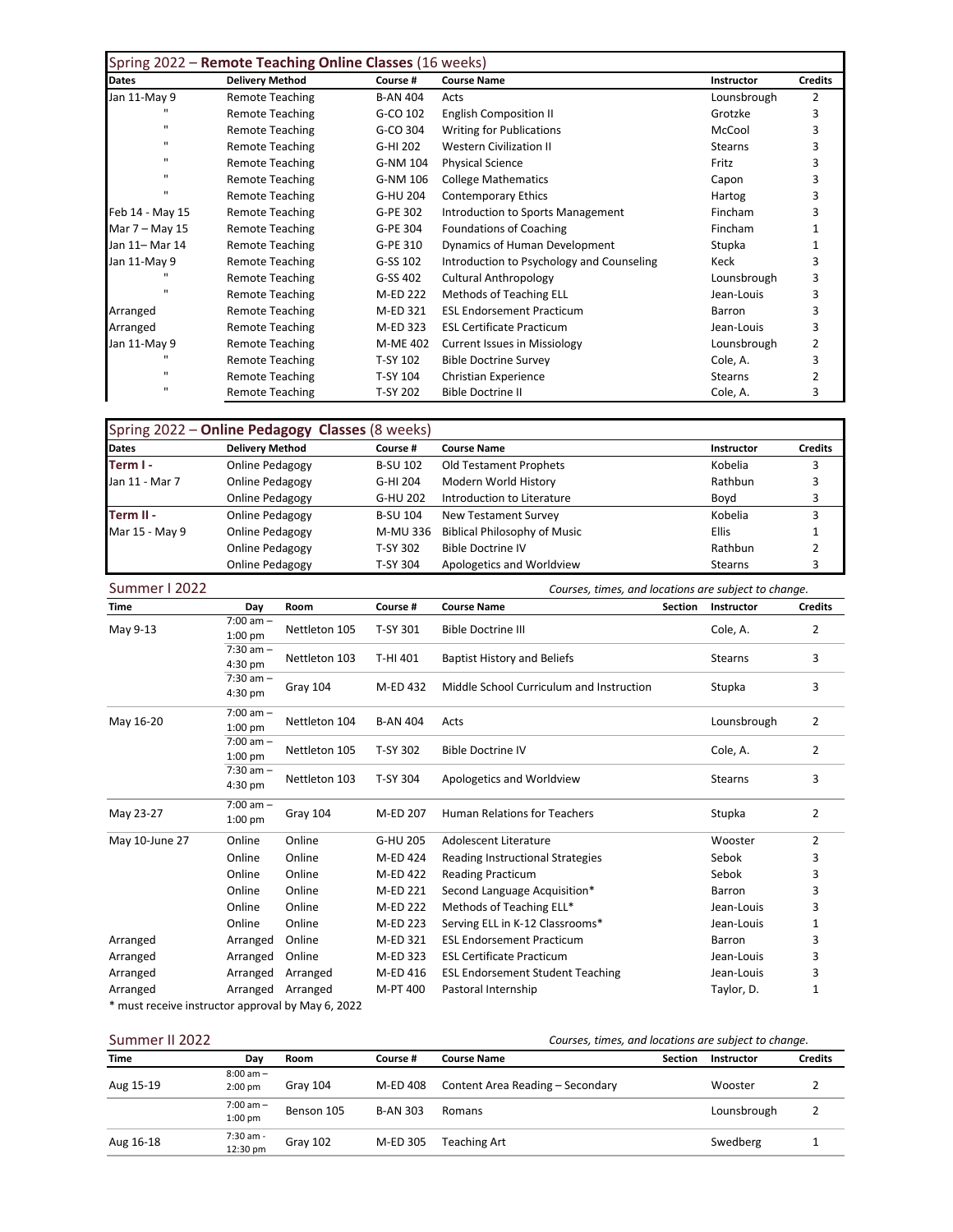## Spring 2022 – **Remote Teaching Online Classes** (16 weeks)

| Dates | Delivery Method | Course # | Course Name | Instructor | Credits |
|---|---|---|---|---|---|
| Jan 11-May 9 | Remote Teaching | B-AN 404 | Acts | Lounsbrough | 2 |
| " | Remote Teaching | G-CO 102 | English Composition II | Grotzke | 3 |
| " | Remote Teaching | G-CO 304 | Writing for Publications | McCool | 3 |
| " | Remote Teaching | G-HI 202 | Western Civilization II | Stearns | 3 |
| " | Remote Teaching | G-NM 104 | Physical Science | Fritz | 3 |
| " | Remote Teaching | G-NM 106 | College Mathematics | Capon | 3 |
| " | Remote Teaching | G-HU 204 | Contemporary Ethics | Hartog | 3 |
| Feb 14 - May 15 | Remote Teaching | G-PE 302 | Introduction to Sports Management | Fincham | 3 |
| Mar 7 – May 15 | Remote Teaching | G-PE 304 | Foundations of Coaching | Fincham | 1 |
| Jan 11– Mar 14 | Remote Teaching | G-PE 310 | Dynamics of Human Development | Stupka | 1 |
| Jan 11-May 9 | Remote Teaching | G-SS 102 | Introduction to Psychology and Counseling | Keck | 3 |
| " | Remote Teaching | G-SS 402 | Cultural Anthropology | Lounsbrough | 3 |
| " | Remote Teaching | M-ED 222 | Methods of Teaching ELL | Jean-Louis | 3 |
| Arranged | Remote Teaching | M-ED 321 | ESL Endorsement Practicum | Barron | 3 |
| Arranged | Remote Teaching | M-ED 323 | ESL Certificate Practicum | Jean-Louis | 3 |
| Jan 11-May 9 | Remote Teaching | M-ME 402 | Current Issues in Missiology | Lounsbrough | 2 |
| " | Remote Teaching | T-SY 102 | Bible Doctrine Survey | Cole, A. | 3 |
| " | Remote Teaching | T-SY 104 | Christian Experience | Stearns | 2 |
| " | Remote Teaching | T-SY 202 | Bible Doctrine II | Cole, A. | 3 |

## Spring 2022 – **Online Pedagogy Classes** (8 weeks)

| Dates | Delivery Method | Course # | Course Name | Instructor | Credits |
|---|---|---|---|---|---|
| **Term I -** | Online Pedagogy | B-SU 102 | Old Testament Prophets | Kobelia | 3 |
| Jan 11 - Mar 7 | Online Pedagogy | G-HI 204 | Modern World History | Rathbun | 3 |
| | Online Pedagogy | G-HU 202 | Introduction to Literature | Boyd | 3 |
| **Term II -** | Online Pedagogy | B-SU 104 | New Testament Survey | Kobelia | 3 |
| Mar 15 - May 9 | Online Pedagogy | M-MU 336 | Biblical Philosophy of Music | Ellis | 1 |
| | Online Pedagogy | T-SY 302 | Bible Doctrine IV | Rathbun | 2 |
| | Online Pedagogy | T-SY 304 | Apologetics and Worldview | Stearns | 3 |

## Summer I 2022

*Courses, times, and locations are subject to change.*

| Time | Day | Room | Course # | Course Name | Section | Instructor | Credits |
|---|---|---|---|---|---|---|---|
| May 9-13 | 7:00 am – 1:00 pm | Nettleton 105 | T-SY 301 | Bible Doctrine III | | Cole, A. | 2 |
| | 7:30 am – 4:30 pm | Nettleton 103 | T-HI 401 | Baptist History and Beliefs | | Stearns | 3 |
| | 7:30 am – 4:30 pm | Gray 104 | M-ED 432 | Middle School Curriculum and Instruction | | Stupka | 3 |
| May 16-20 | 7:00 am – 1:00 pm | Nettleton 104 | B-AN 404 | Acts | | Lounsbrough | 2 |
| | 7:00 am – 1:00 pm | Nettleton 105 | T-SY 302 | Bible Doctrine IV | | Cole, A. | 2 |
| | 7:30 am – 4:30 pm | Nettleton 103 | T-SY 304 | Apologetics and Worldview | | Stearns | 3 |
| May 23-27 | 7:00 am – 1:00 pm | Gray 104 | M-ED 207 | Human Relations for Teachers | | Stupka | 2 |
| May 10-June 27 | Online | Online | G-HU 205 | Adolescent Literature | | Wooster | 2 |
| | Online | Online | M-ED 424 | Reading Instructional Strategies | | Sebok | 3 |
| | Online | Online | M-ED 422 | Reading Practicum | | Sebok | 3 |
| | Online | Online | M-ED 221 | Second Language Acquisition* | | Barron | 3 |
| | Online | Online | M-ED 222 | Methods of Teaching ELL* | | Jean-Louis | 3 |
| | Online | Online | M-ED 223 | Serving ELL in K-12 Classrooms* | | Jean-Louis | 1 |
| Arranged | Arranged | Online | M-ED 321 | ESL Endorsement Practicum | | Barron | 3 |
| Arranged | Arranged | Online | M-ED 323 | ESL Certificate Practicum | | Jean-Louis | 3 |
| Arranged | Arranged | Arranged | M-ED 416 | ESL Endorsement Student Teaching | | Jean-Louis | 3 |
| Arranged | Arranged | Arranged | M-PT 400 | Pastoral Internship | | Taylor, D. | 1 |

* must receive instructor approval by May 6, 2022

## Summer II 2022

*Courses, times, and locations are subject to change.*

| Time | Day | Room | Course # | Course Name | Section | Instructor | Credits |
|---|---|---|---|---|---|---|---|
| Aug 15-19 | 8:00 am – 2:00 pm | Gray 104 | M-ED 408 | Content Area Reading – Secondary | | Wooster | 2 |
| | 7:00 am – 1:00 pm | Benson 105 | B-AN 303 | Romans | | Lounsbrough | 2 |
| Aug 16-18 | 7:30 am - 12:30 pm | Gray 102 | M-ED 305 | Teaching Art | | Swedberg | 1 |